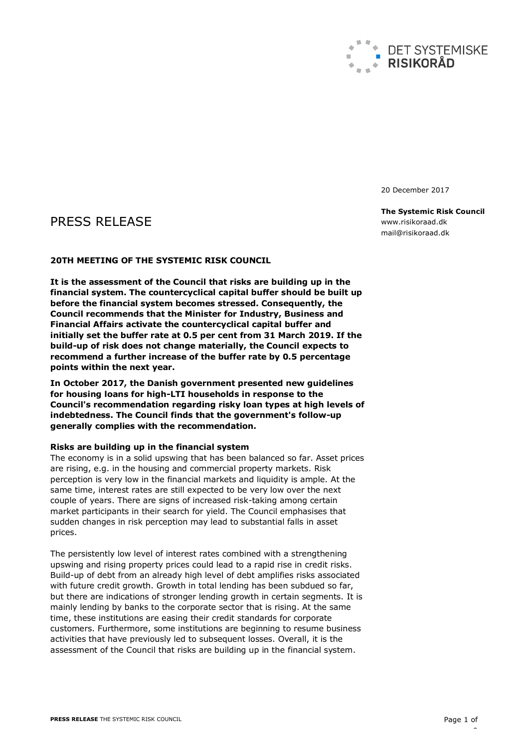DET SYSTEMISKE RISIKORÅD

20 December 2017

**The Systemic Risk Council**
www.risikoraad.dk
mail@risikoraad.dk

# PRESS RELEASE

**20TH MEETING OF THE SYSTEMIC RISK COUNCIL**

**It is the assessment of the Council that risks are building up in the financial system. The countercyclical capital buffer should be built up before the financial system becomes stressed. Consequently, the Council recommends that the Minister for Industry, Business and Financial Affairs activate the countercyclical capital buffer and initially set the buffer rate at 0.5 per cent from 31 March 2019. If the build-up of risk does not change materially, the Council expects to recommend a further increase of the buffer rate by 0.5 percentage points within the next year.**

**In October 2017, the Danish government presented new guidelines for housing loans for high-LTI households in response to the Council's recommendation regarding risky loan types at high levels of indebtedness. The Council finds that the government's follow-up generally complies with the recommendation.**

**Risks are building up in the financial system**

The economy is in a solid upswing that has been balanced so far. Asset prices are rising, e.g. in the housing and commercial property markets. Risk perception is very low in the financial markets and liquidity is ample. At the same time, interest rates are still expected to be very low over the next couple of years. There are signs of increased risk-taking among certain market participants in their search for yield. The Council emphasises that sudden changes in risk perception may lead to substantial falls in asset prices.

The persistently low level of interest rates combined with a strengthening upswing and rising property prices could lead to a rapid rise in credit risks. Build-up of debt from an already high level of debt amplifies risks associated with future credit growth. Growth in total lending has been subdued so far, but there are indications of stronger lending growth in certain segments. It is mainly lending by banks to the corporate sector that is rising. At the same time, these institutions are easing their credit standards for corporate customers. Furthermore, some institutions are beginning to resume business activities that have previously led to subsequent losses. Overall, it is the assessment of the Council that risks are building up in the financial system.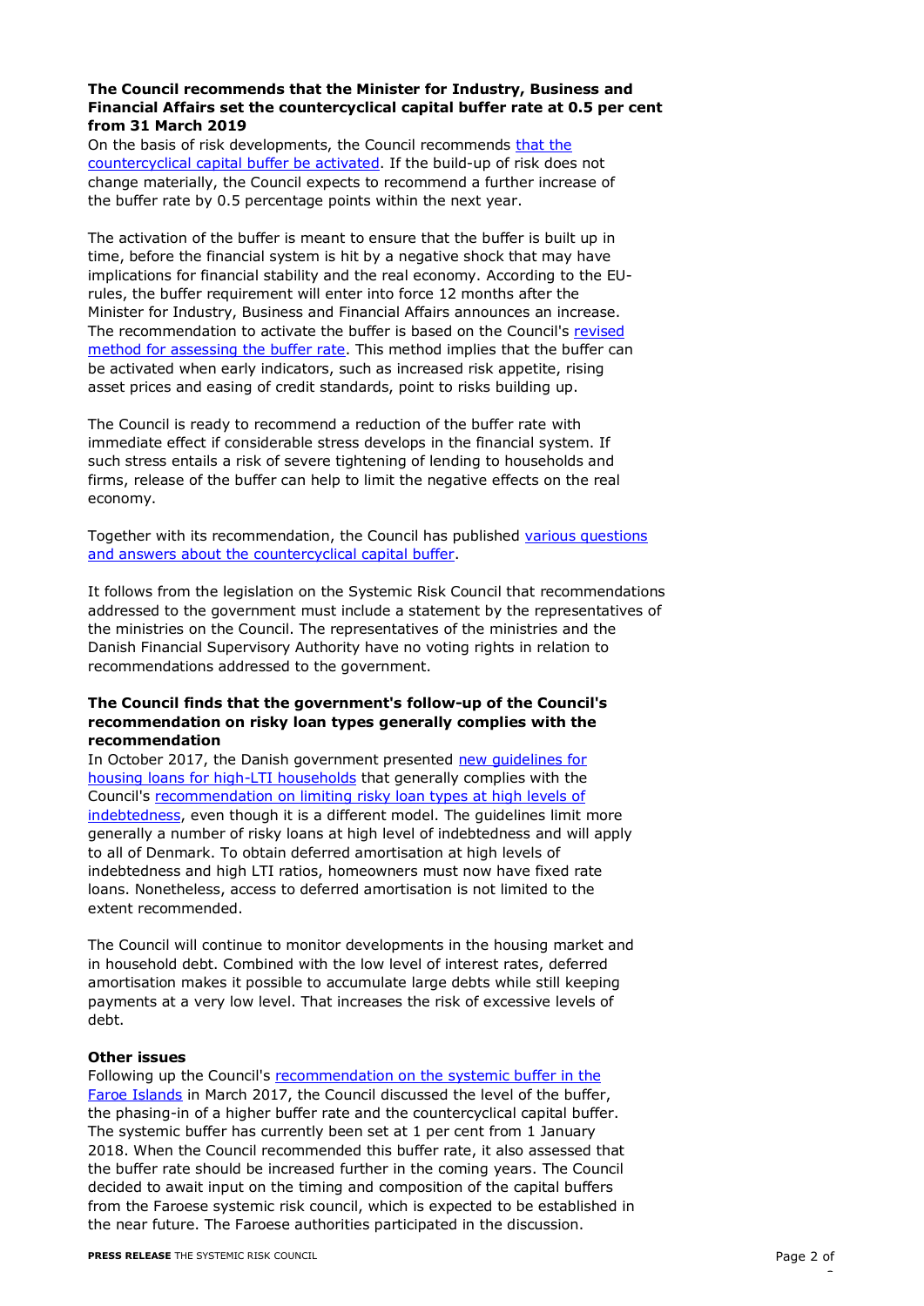**The Council recommends that the Minister for Industry, Business and Financial Affairs set the countercyclical capital buffer rate at 0.5 per cent from 31 March 2019**

On the basis of risk developments, the Council recommends that the countercyclical capital buffer be activated. If the build-up of risk does not change materially, the Council expects to recommend a further increase of the buffer rate by 0.5 percentage points within the next year.

The activation of the buffer is meant to ensure that the buffer is built up in time, before the financial system is hit by a negative shock that may have implications for financial stability and the real economy. According to the EU-rules, the buffer requirement will enter into force 12 months after the Minister for Industry, Business and Financial Affairs announces an increase. The recommendation to activate the buffer is based on the Council's revised method for assessing the buffer rate. This method implies that the buffer can be activated when early indicators, such as increased risk appetite, rising asset prices and easing of credit standards, point to risks building up.

The Council is ready to recommend a reduction of the buffer rate with immediate effect if considerable stress develops in the financial system. If such stress entails a risk of severe tightening of lending to households and firms, release of the buffer can help to limit the negative effects on the real economy.

Together with its recommendation, the Council has published various questions and answers about the countercyclical capital buffer.

It follows from the legislation on the Systemic Risk Council that recommendations addressed to the government must include a statement by the representatives of the ministries on the Council. The representatives of the ministries and the Danish Financial Supervisory Authority have no voting rights in relation to recommendations addressed to the government.

**The Council finds that the government's follow-up of the Council's recommendation on risky loan types generally complies with the recommendation**

In October 2017, the Danish government presented new guidelines for housing loans for high-LTI households that generally complies with the Council's recommendation on limiting risky loan types at high levels of indebtedness, even though it is a different model. The guidelines limit more generally a number of risky loans at high level of indebtedness and will apply to all of Denmark. To obtain deferred amortisation at high levels of indebtedness and high LTI ratios, homeowners must now have fixed rate loans. Nonetheless, access to deferred amortisation is not limited to the extent recommended.

The Council will continue to monitor developments in the housing market and in household debt. Combined with the low level of interest rates, deferred amortisation makes it possible to accumulate large debts while still keeping payments at a very low level. That increases the risk of excessive levels of debt.

**Other issues**

Following up the Council's recommendation on the systemic buffer in the Faroe Islands in March 2017, the Council discussed the level of the buffer, the phasing-in of a higher buffer rate and the countercyclical capital buffer. The systemic buffer has currently been set at 1 per cent from 1 January 2018. When the Council recommended this buffer rate, it also assessed that the buffer rate should be increased further in the coming years. The Council decided to await input on the timing and composition of the capital buffers from the Faroese systemic risk council, which is expected to be established in the near future. The Faroese authorities participated in the discussion.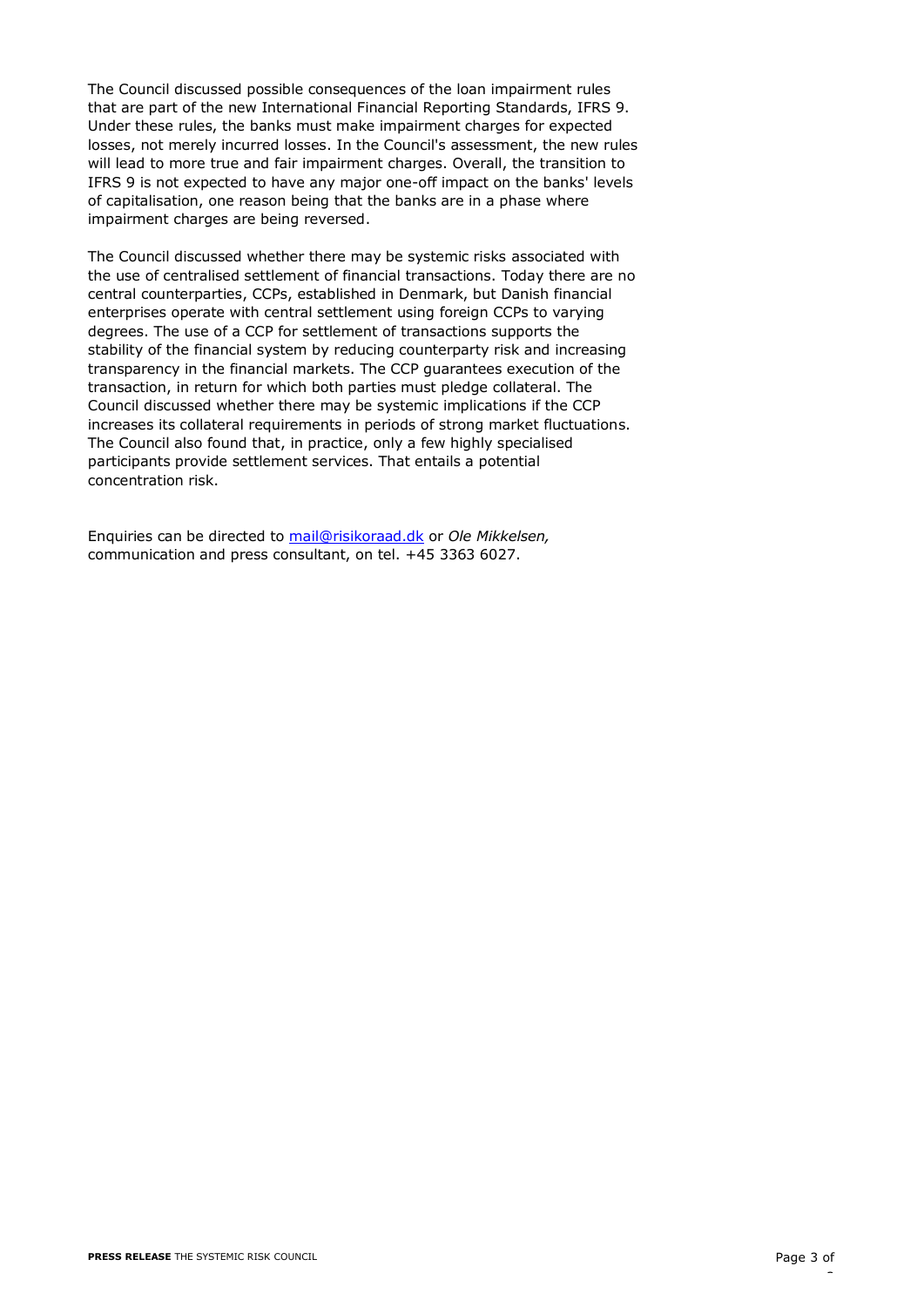The Council discussed possible consequences of the loan impairment rules that are part of the new International Financial Reporting Standards, IFRS 9. Under these rules, the banks must make impairment charges for expected losses, not merely incurred losses. In the Council's assessment, the new rules will lead to more true and fair impairment charges. Overall, the transition to IFRS 9 is not expected to have any major one-off impact on the banks' levels of capitalisation, one reason being that the banks are in a phase where impairment charges are being reversed.

The Council discussed whether there may be systemic risks associated with the use of centralised settlement of financial transactions. Today there are no central counterparties, CCPs, established in Denmark, but Danish financial enterprises operate with central settlement using foreign CCPs to varying degrees. The use of a CCP for settlement of transactions supports the stability of the financial system by reducing counterparty risk and increasing transparency in the financial markets. The CCP guarantees execution of the transaction, in return for which both parties must pledge collateral. The Council discussed whether there may be systemic implications if the CCP increases its collateral requirements in periods of strong market fluctuations. The Council also found that, in practice, only a few highly specialised participants provide settlement services. That entails a potential concentration risk.

Enquiries can be directed to mail@risikoraad.dk or *Ole Mikkelsen,* communication and press consultant, on tel. +45 3363 6027.